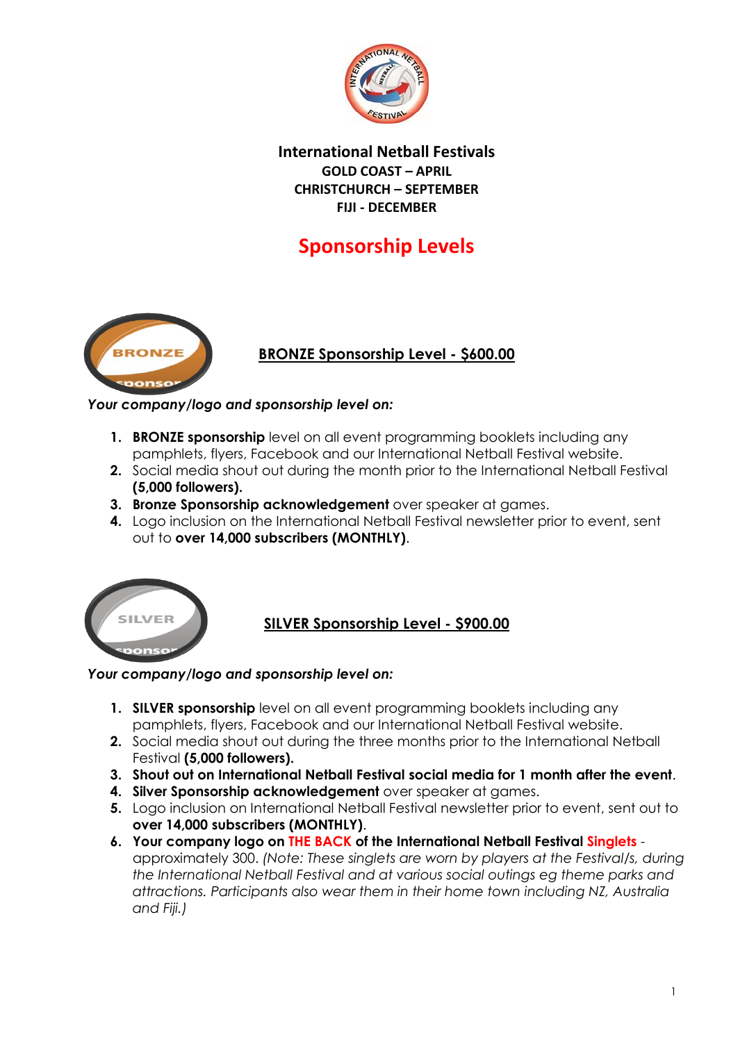# International Netball Festivals

**GOLD COAST – APRIL**
**CHRISTCHURCH – SEPTEMBER**
**FIJI - DECEMBER**

## Sponsorship Levels

### BRONZE Sponsorship Level - $600.00

*Your company/logo and sponsorship level on:*

1. **BRONZE sponsorship** level on all event programming booklets including any pamphlets, flyers, Facebook and our International Netball Festival website.
2. Social media shout out during the month prior to the International Netball Festival **(5,000 followers).**
3. **Bronze Sponsorship acknowledgement** over speaker at games.
4. Logo inclusion on the International Netball Festival newsletter prior to event, sent out to **over 14,000 subscribers (MONTHLY)**.

### SILVER Sponsorship Level - $900.00

*Your company/logo and sponsorship level on:*

1. **SILVER sponsorship** level on all event programming booklets including any pamphlets, flyers, Facebook and our International Netball Festival website.
2. Social media shout out during the three months prior to the International Netball Festival **(5,000 followers).**
3. **Shout out on International Netball Festival social media for 1 month after the event**.
4. **Silver Sponsorship acknowledgement** over speaker at games.
5. Logo inclusion on International Netball Festival newsletter prior to event, sent out to **over 14,000 subscribers (MONTHLY)**.
6. **Your company logo on THE BACK of the International Netball Festival Singlets** - approximately 300. *(Note: These singlets are worn by players at the Festival/s, during the International Netball Festival and at various social outings eg theme parks and attractions. Participants also wear them in their home town including NZ, Australia and Fiji.)*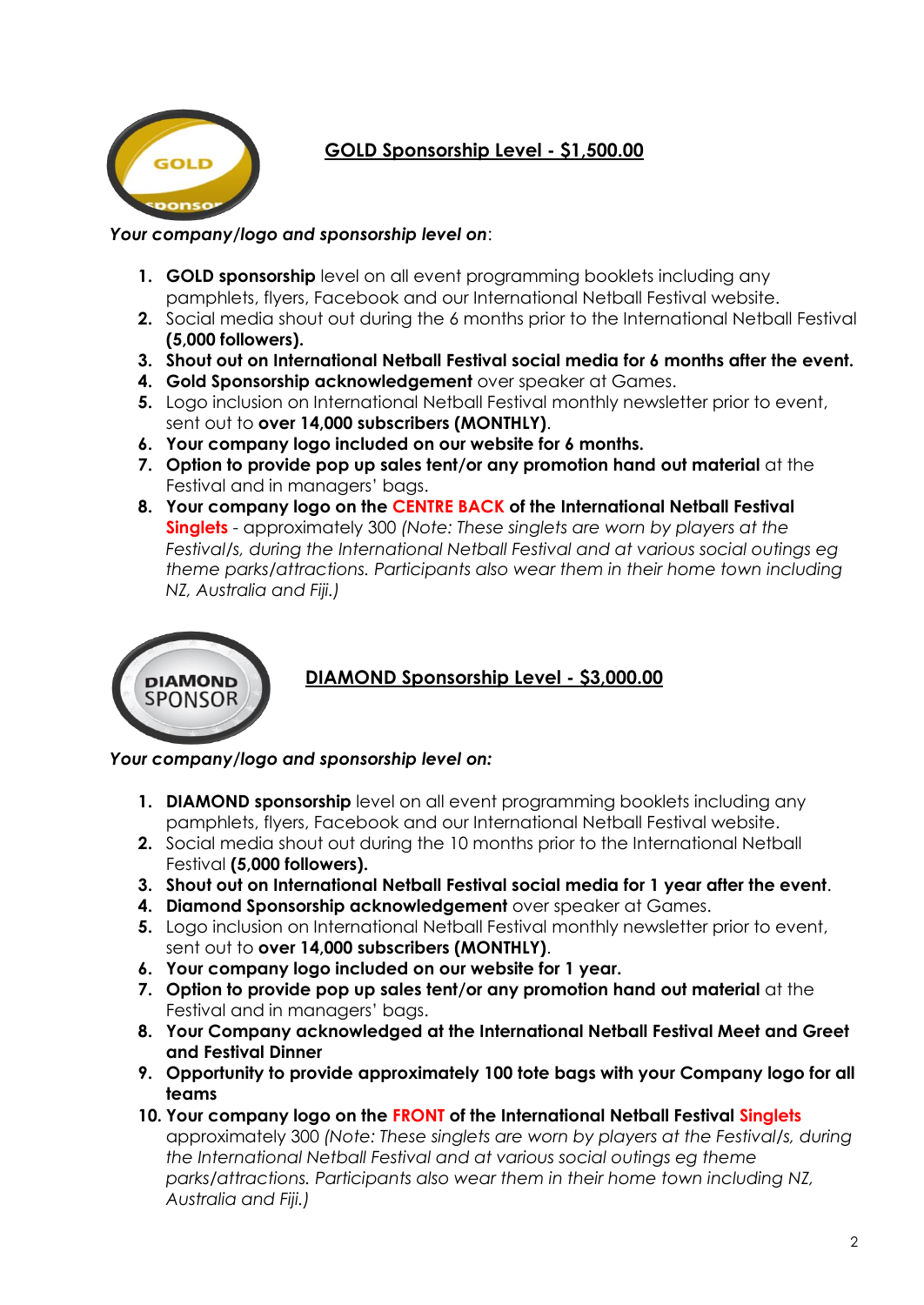## GOLD Sponsorship Level - $1,500.00

*Your company/logo and sponsorship level on*:

1. **GOLD sponsorship** level on all event programming booklets including any pamphlets, flyers, Facebook and our International Netball Festival website.
2. Social media shout out during the 6 months prior to the International Netball Festival **(5,000 followers).**
3. **Shout out on International Netball Festival social media for 6 months after the event.**
4. **Gold Sponsorship acknowledgement** over speaker at Games.
5. Logo inclusion on International Netball Festival monthly newsletter prior to event, sent out to **over 14,000 subscribers (MONTHLY)**.
6. **Your company logo included on our website for 6 months.**
7. **Option to provide pop up sales tent/or any promotion hand out material** at the Festival and in managers' bags.
8. **Your company logo on the CENTRE BACK of the International Netball Festival Singlets** - approximately 300 *(Note: These singlets are worn by players at the Festival/s, during the International Netball Festival and at various social outings eg theme parks/attractions. Participants also wear them in their home town including NZ, Australia and Fiji.)*

## DIAMOND Sponsorship Level - $3,000.00

***Your company/logo and sponsorship level on:***

1. **DIAMOND sponsorship** level on all event programming booklets including any pamphlets, flyers, Facebook and our International Netball Festival website.
2. Social media shout out during the 10 months prior to the International Netball Festival **(5,000 followers).**
3. **Shout out on International Netball Festival social media for 1 year after the event**.
4. **Diamond Sponsorship acknowledgement** over speaker at Games.
5. Logo inclusion on International Netball Festival monthly newsletter prior to event, sent out to **over 14,000 subscribers (MONTHLY)**.
6. **Your company logo included on our website for 1 year.**
7. **Option to provide pop up sales tent/or any promotion hand out material** at the Festival and in managers' bags.
8. **Your Company acknowledged at the International Netball Festival Meet and Greet and Festival Dinner**
9. **Opportunity to provide approximately 100 tote bags with your Company logo for all teams**
10. **Your company logo on the FRONT of the International Netball Festival Singlets** approximately 300 *(Note: These singlets are worn by players at the Festival/s, during the International Netball Festival and at various social outings eg theme parks/attractions. Participants also wear them in their home town including NZ, Australia and Fiji.)*